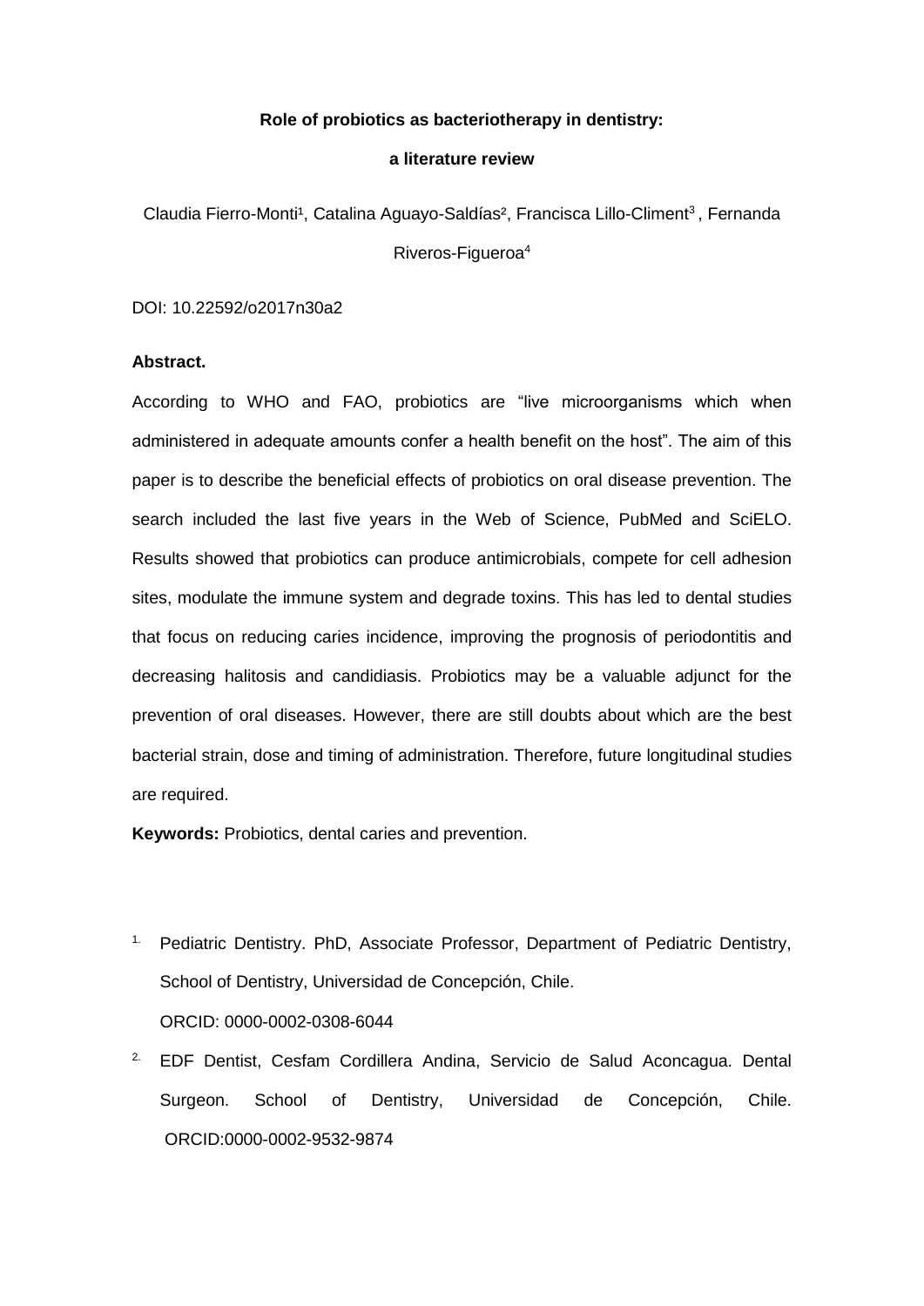# Role of probiotics as bacteriotherapy in dentistry: a literature review

Claudia Fierro-Monti[1], Catalina Aguayo-Saldías[2], Francisca Lillo-Climent[3], Fernanda Riveros-Figueroa[4]

DOI: 10.22592/o2017n30a2

**Abstract.**

According to WHO and FAO, probiotics are "live microorganisms which when administered in adequate amounts confer a health benefit on the host". The aim of this paper is to describe the beneficial effects of probiotics on oral disease prevention. The search included the last five years in the Web of Science, PubMed and SciELO. Results showed that probiotics can produce antimicrobials, compete for cell adhesion sites, modulate the immune system and degrade toxins. This has led to dental studies that focus on reducing caries incidence, improving the prognosis of periodontitis and decreasing halitosis and candidiasis. Probiotics may be a valuable adjunct for the prevention of oral diseases. However, there are still doubts about which are the best bacterial strain, dose and timing of administration. Therefore, future longitudinal studies are required.

**Keywords:** Probiotics, dental caries and prevention.

1. Pediatric Dentistry. PhD, Associate Professor, Department of Pediatric Dentistry, School of Dentistry, Universidad de Concepción, Chile.
   ORCID: 0000-0002-0308-6044
2. EDF Dentist, Cesfam Cordillera Andina, Servicio de Salud Aconcagua. Dental Surgeon. School of Dentistry, Universidad de Concepción, Chile.
   ORCID:0000-0002-9532-9874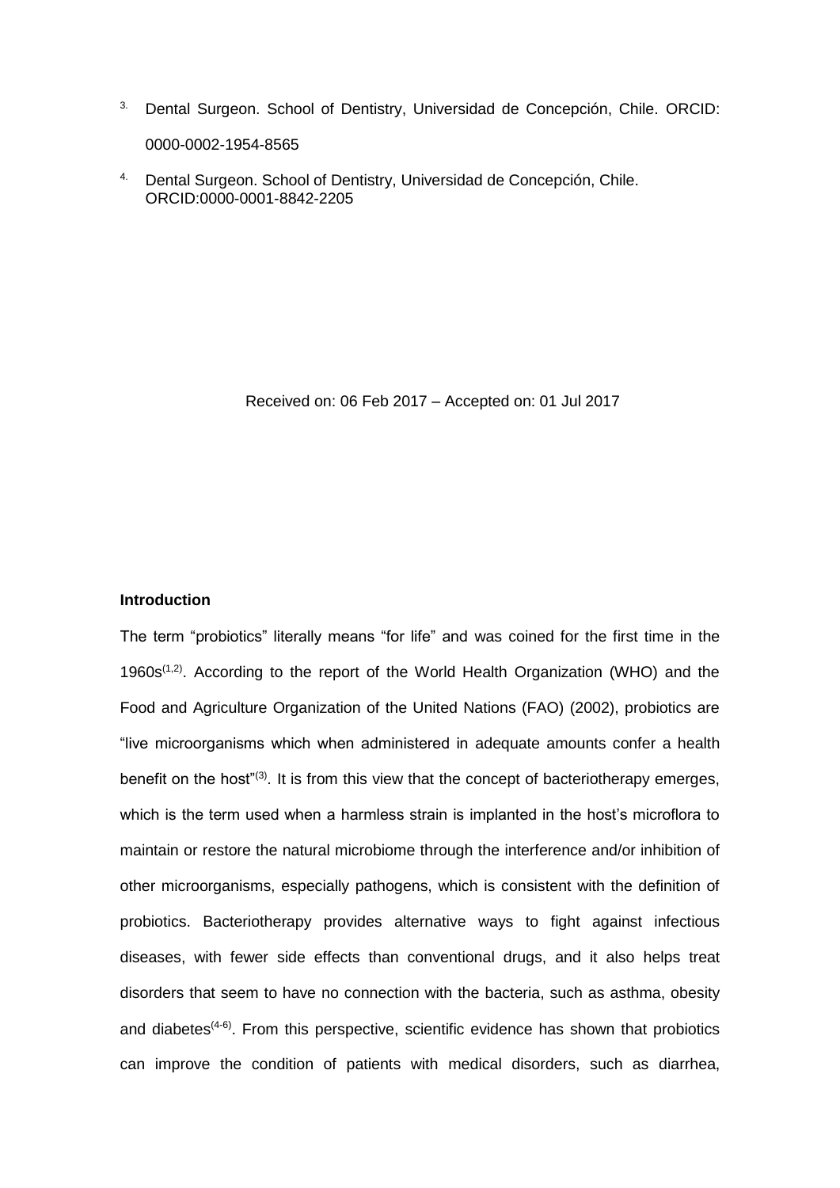3. Dental Surgeon. School of Dentistry, Universidad de Concepción, Chile. ORCID: 0000-0002-1954-8565

4. Dental Surgeon. School of Dentistry, Universidad de Concepción, Chile. ORCID:0000-0001-8842-2205

Received on: 06 Feb 2017 – Accepted on: 01 Jul 2017

**Introduction**

The term "probiotics" literally means "for life" and was coined for the first time in the 1960s[1,2]. According to the report of the World Health Organization (WHO) and the Food and Agriculture Organization of the United Nations (FAO) (2002), probiotics are "live microorganisms which when administered in adequate amounts confer a health benefit on the host"[3]. It is from this view that the concept of bacteriotherapy emerges, which is the term used when a harmless strain is implanted in the host's microflora to maintain or restore the natural microbiome through the interference and/or inhibition of other microorganisms, especially pathogens, which is consistent with the definition of probiotics. Bacteriotherapy provides alternative ways to fight against infectious diseases, with fewer side effects than conventional drugs, and it also helps treat disorders that seem to have no connection with the bacteria, such as asthma, obesity and diabetes[4-6]. From this perspective, scientific evidence has shown that probiotics can improve the condition of patients with medical disorders, such as diarrhea,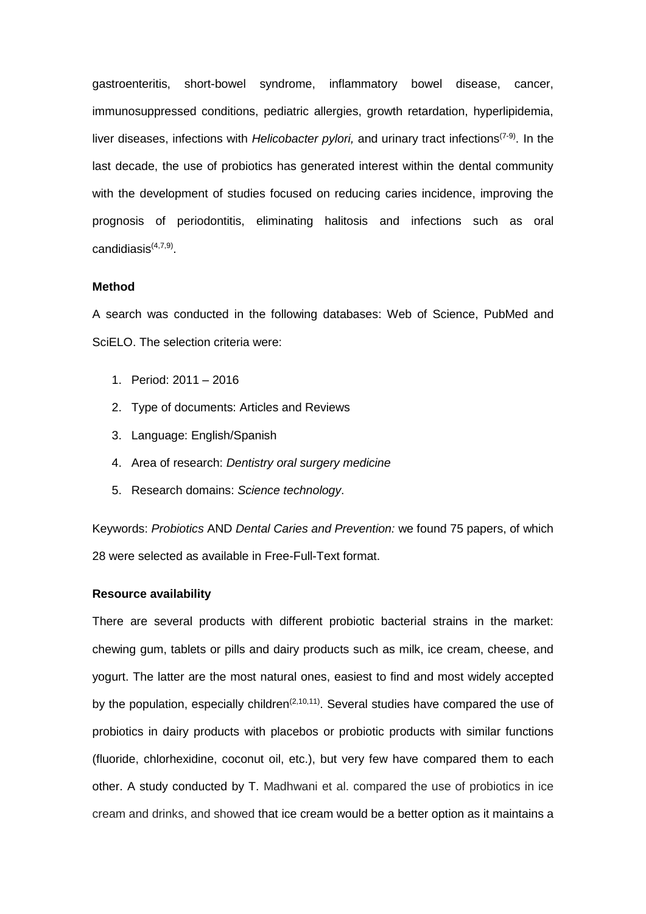gastroenteritis, short-bowel syndrome, inflammatory bowel disease, cancer, immunosuppressed conditions, pediatric allergies, growth retardation, hyperlipidemia, liver diseases, infections with *Helicobacter pylori,* and urinary tract infections[7-9]. In the last decade, the use of probiotics has generated interest within the dental community with the development of studies focused on reducing caries incidence, improving the prognosis of periodontitis, eliminating halitosis and infections such as oral candidiasis[4,7,9].

**Method**

A search was conducted in the following databases: Web of Science, PubMed and SciELO. The selection criteria were:

1. Period: 2011 – 2016
2. Type of documents: Articles and Reviews
3. Language: English/Spanish
4. Area of research: *Dentistry oral surgery medicine*
5. Research domains: *Science technology*.

Keywords: *Probiotics* AND *Dental Caries and Prevention:* we found 75 papers, of which 28 were selected as available in Free-Full-Text format.

**Resource availability**

There are several products with different probiotic bacterial strains in the market: chewing gum, tablets or pills and dairy products such as milk, ice cream, cheese, and yogurt. The latter are the most natural ones, easiest to find and most widely accepted by the population, especially children[2,10,11]. Several studies have compared the use of probiotics in dairy products with placebos or probiotic products with similar functions (fluoride, chlorhexidine, coconut oil, etc.), but very few have compared them to each other. A study conducted by T. Madhwani et al. compared the use of probiotics in ice cream and drinks, and showed that ice cream would be a better option as it maintains a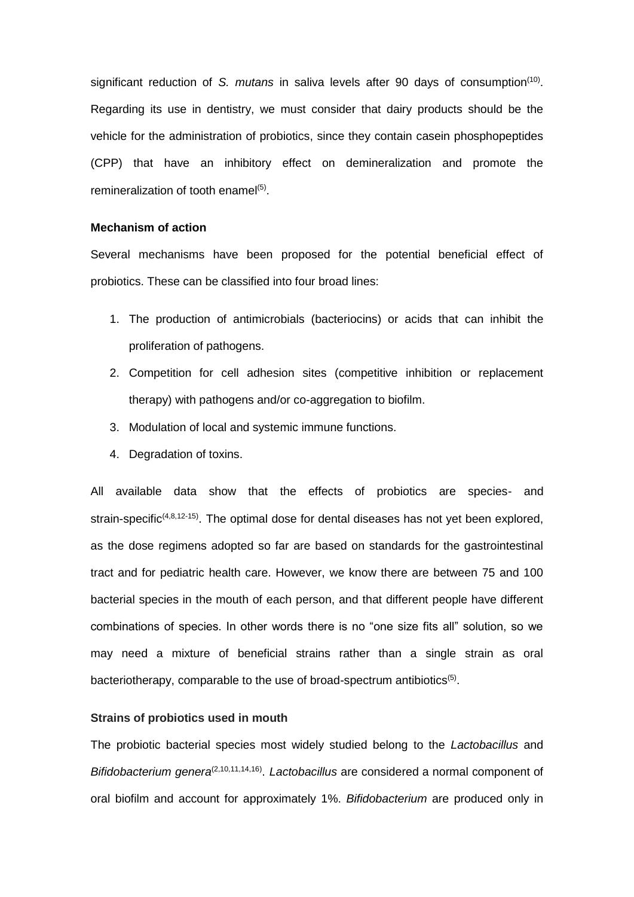significant reduction of *S. mutans* in saliva levels after 90 days of consumption[10]. Regarding its use in dentistry, we must consider that dairy products should be the vehicle for the administration of probiotics, since they contain casein phosphopeptides (CPP) that have an inhibitory effect on demineralization and promote the remineralization of tooth enamel[5].

**Mechanism of action**

Several mechanisms have been proposed for the potential beneficial effect of probiotics. These can be classified into four broad lines:

1. The production of antimicrobials (bacteriocins) or acids that can inhibit the proliferation of pathogens.
2. Competition for cell adhesion sites (competitive inhibition or replacement therapy) with pathogens and/or co-aggregation to biofilm.
3. Modulation of local and systemic immune functions.
4. Degradation of toxins.

All available data show that the effects of probiotics are species- and strain-specific[4,8,12-15]. The optimal dose for dental diseases has not yet been explored, as the dose regimens adopted so far are based on standards for the gastrointestinal tract and for pediatric health care. However, we know there are between 75 and 100 bacterial species in the mouth of each person, and that different people have different combinations of species. In other words there is no "one size fits all" solution, so we may need a mixture of beneficial strains rather than a single strain as oral bacteriotherapy, comparable to the use of broad-spectrum antibiotics[5].

**Strains of probiotics used in mouth**

The probiotic bacterial species most widely studied belong to the *Lactobacillus* and *Bifidobacterium genera*[2,10,11,14,16]. *Lactobacillus* are considered a normal component of oral biofilm and account for approximately 1%. *Bifidobacterium* are produced only in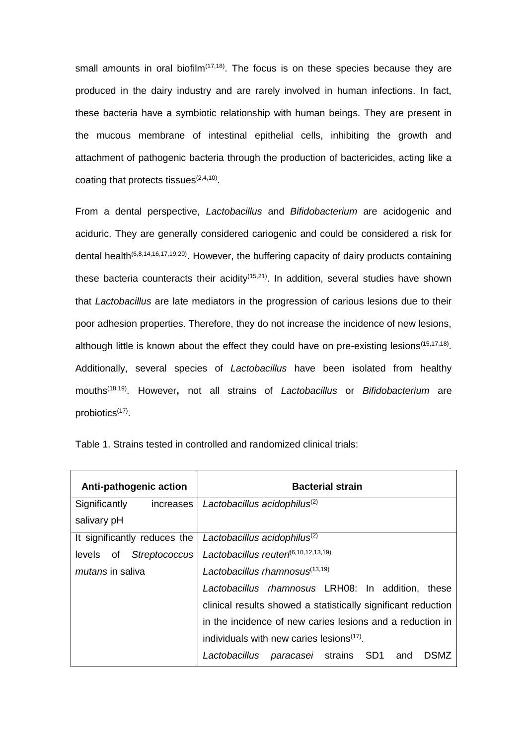small amounts in oral biofilm[17,18]. The focus is on these species because they are produced in the dairy industry and are rarely involved in human infections. In fact, these bacteria have a symbiotic relationship with human beings. They are present in the mucous membrane of intestinal epithelial cells, inhibiting the growth and attachment of pathogenic bacteria through the production of bactericides, acting like a coating that protects tissues[2,4,10].

From a dental perspective, *Lactobacillus* and *Bifidobacterium* are acidogenic and aciduric. They are generally considered cariogenic and could be considered a risk for dental health[6,8,14,16,17,19,20]. However, the buffering capacity of dairy products containing these bacteria counteracts their acidity[15,21]. In addition, several studies have shown that *Lactobacillus* are late mediators in the progression of carious lesions due to their poor adhesion properties. Therefore, they do not increase the incidence of new lesions, although little is known about the effect they could have on pre-existing lesions[15,17,18]. Additionally, several species of *Lactobacillus* have been isolated from healthy mouths[18.19]. However**,** not all strains of *Lactobacillus* or *Bifidobacterium* are probiotics[17].

Table 1. Strains tested in controlled and randomized clinical trials:

| Anti-pathogenic action | Bacterial strain |
|---|---|
| Significantly increases salivary pH | *Lactobacillus acidophilus*[2] |
| It significantly reduces the levels of *Streptococcus mutans* in saliva | *Lactobacillus acidophilus*[2]<br>*Lactobacillus reuteri*[6,10,12,13,19]<br>*Lactobacillus rhamnosus*[13,19]<br>*Lactobacillus rhamnosus* LRH08: In addition, these clinical results showed a statistically significant reduction in the incidence of new caries lesions and a reduction in individuals with new caries lesions[17].<br>*Lactobacillus paracasei* strains SD1 and DSMZ |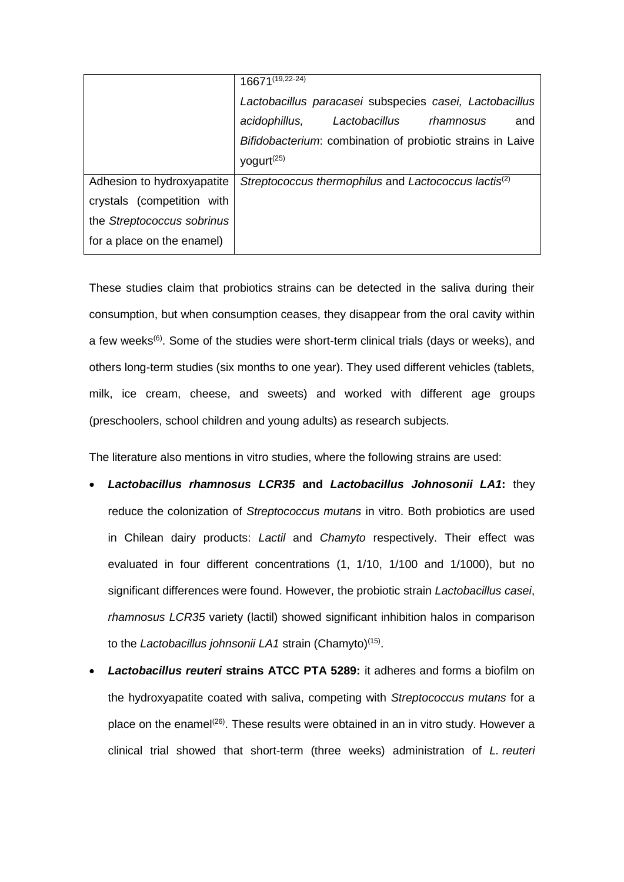| | |
|---|---|
| | 16671[19,22-24]<br>*Lactobacillus paracasei* subspecies *casei, Lactobacillus acidophillus, Lactobacillus rhamnosus* and *Bifidobacterium*: combination of probiotic strains in Laive yogurt[25] |
| Adhesion to hydroxyapatite crystals (competition with the *Streptococcus sobrinus* for a place on the enamel) | *Streptococcus thermophilus* and *Lactococcus lactis*[2] |

These studies claim that probiotics strains can be detected in the saliva during their consumption, but when consumption ceases, they disappear from the oral cavity within a few weeks[6]. Some of the studies were short-term clinical trials (days or weeks), and others long-term studies (six months to one year). They used different vehicles (tablets, milk, ice cream, cheese, and sweets) and worked with different age groups (preschoolers, school children and young adults) as research subjects.

The literature also mentions in vitro studies, where the following strains are used:

- ***Lactobacillus rhamnosus LCR35* and *Lactobacillus Johnosonii LA1*:** they reduce the colonization of *Streptococcus mutans* in vitro. Both probiotics are used in Chilean dairy products: *Lactil* and *Chamyto* respectively. Their effect was evaluated in four different concentrations (1, 1/10, 1/100 and 1/1000), but no significant differences were found. However, the probiotic strain *Lactobacillus casei*, *rhamnosus LCR35* variety (lactil) showed significant inhibition halos in comparison to the *Lactobacillus johnsonii LA1* strain (Chamyto)[15].
- ***Lactobacillus reuteri* strains ATCC PTA 5289:** it adheres and forms a biofilm on the hydroxyapatite coated with saliva, competing with *Streptococcus mutans* for a place on the enamel[26]. These results were obtained in an in vitro study. However a clinical trial showed that short-term (three weeks) administration of *L. reuteri*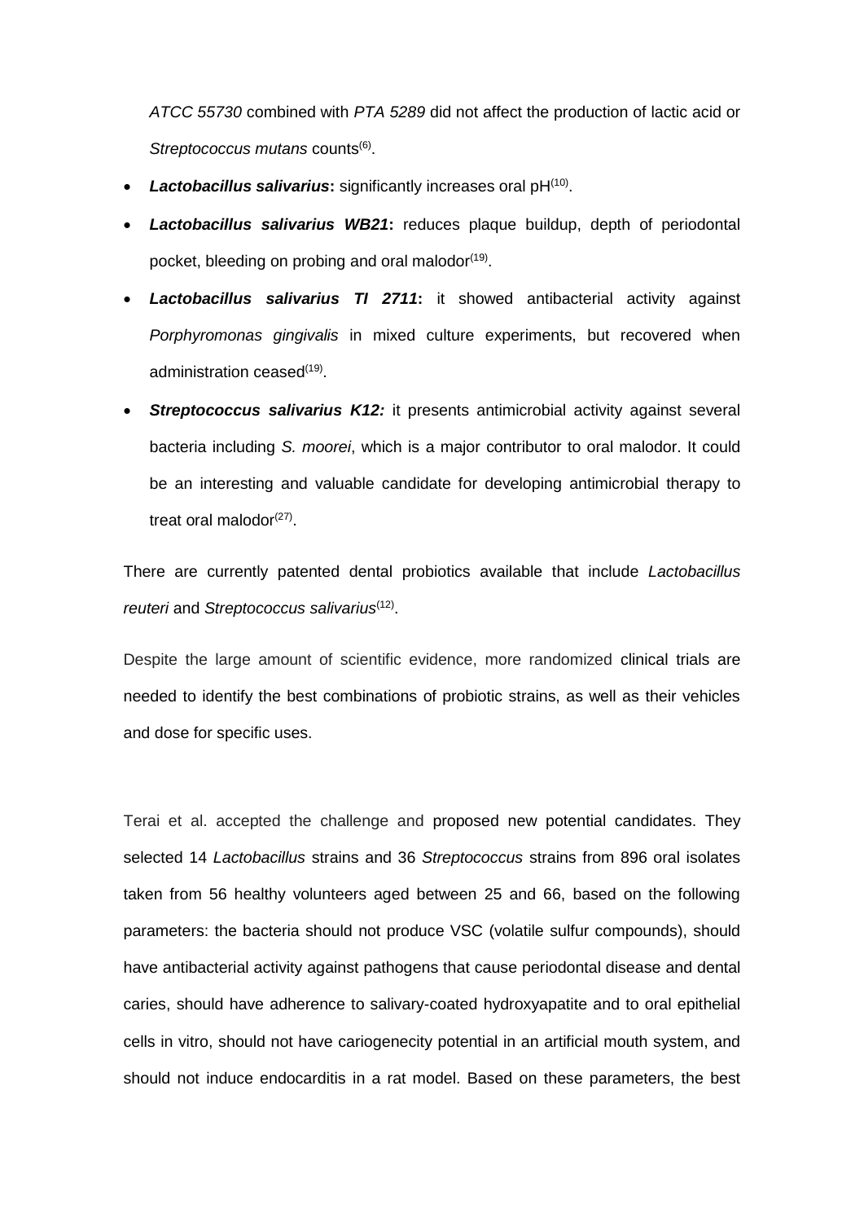*ATCC 55730* combined with *PTA 5289* did not affect the production of lactic acid or *Streptococcus mutans* counts[6].

- ***Lactobacillus salivarius*:** significantly increases oral pH[10].
- ***Lactobacillus salivarius WB21*:** reduces plaque buildup, depth of periodontal pocket, bleeding on probing and oral malodor[19].
- ***Lactobacillus salivarius TI 2711*:** it showed antibacterial activity against *Porphyromonas gingivalis* in mixed culture experiments, but recovered when administration ceased[19].
- ***Streptococcus salivarius K12:*** it presents antimicrobial activity against several bacteria including *S. moorei*, which is a major contributor to oral malodor. It could be an interesting and valuable candidate for developing antimicrobial therapy to treat oral malodor[27].

There are currently patented dental probiotics available that include *Lactobacillus reuteri* and *Streptococcus salivarius*[12].

Despite the large amount of scientific evidence, more randomized clinical trials are needed to identify the best combinations of probiotic strains, as well as their vehicles and dose for specific uses.

Terai et al. accepted the challenge and proposed new potential candidates. They selected 14 *Lactobacillus* strains and 36 *Streptococcus* strains from 896 oral isolates taken from 56 healthy volunteers aged between 25 and 66, based on the following parameters: the bacteria should not produce VSC (volatile sulfur compounds), should have antibacterial activity against pathogens that cause periodontal disease and dental caries, should have adherence to salivary-coated hydroxyapatite and to oral epithelial cells in vitro, should not have cariogenecity potential in an artificial mouth system, and should not induce endocarditis in a rat model. Based on these parameters, the best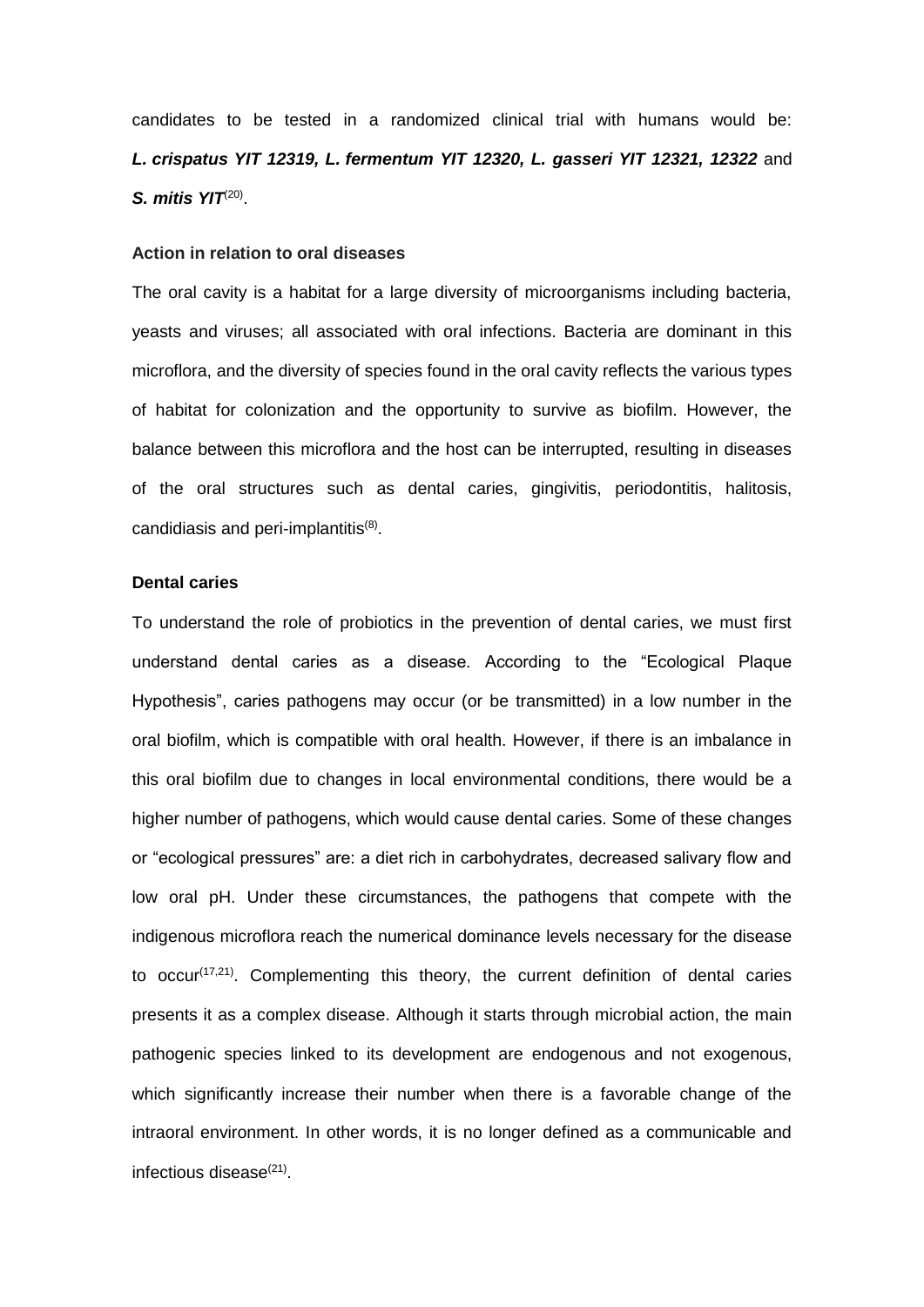candidates to be tested in a randomized clinical trial with humans would be: ***L. crispatus YIT 12319, L. fermentum YIT 12320, L. gasseri YIT 12321, 12322*** and ***S. mitis YIT***[20].

### Action in relation to oral diseases

The oral cavity is a habitat for a large diversity of microorganisms including bacteria, yeasts and viruses; all associated with oral infections. Bacteria are dominant in this microflora, and the diversity of species found in the oral cavity reflects the various types of habitat for colonization and the opportunity to survive as biofilm. However, the balance between this microflora and the host can be interrupted, resulting in diseases of the oral structures such as dental caries, gingivitis, periodontitis, halitosis, candidiasis and peri-implantitis[8].

### Dental caries

To understand the role of probiotics in the prevention of dental caries, we must first understand dental caries as a disease. According to the "Ecological Plaque Hypothesis", caries pathogens may occur (or be transmitted) in a low number in the oral biofilm, which is compatible with oral health. However, if there is an imbalance in this oral biofilm due to changes in local environmental conditions, there would be a higher number of pathogens, which would cause dental caries. Some of these changes or "ecological pressures" are: a diet rich in carbohydrates, decreased salivary flow and low oral pH. Under these circumstances, the pathogens that compete with the indigenous microflora reach the numerical dominance levels necessary for the disease to occur[17,21]. Complementing this theory, the current definition of dental caries presents it as a complex disease. Although it starts through microbial action, the main pathogenic species linked to its development are endogenous and not exogenous, which significantly increase their number when there is a favorable change of the intraoral environment. In other words, it is no longer defined as a communicable and infectious disease[21].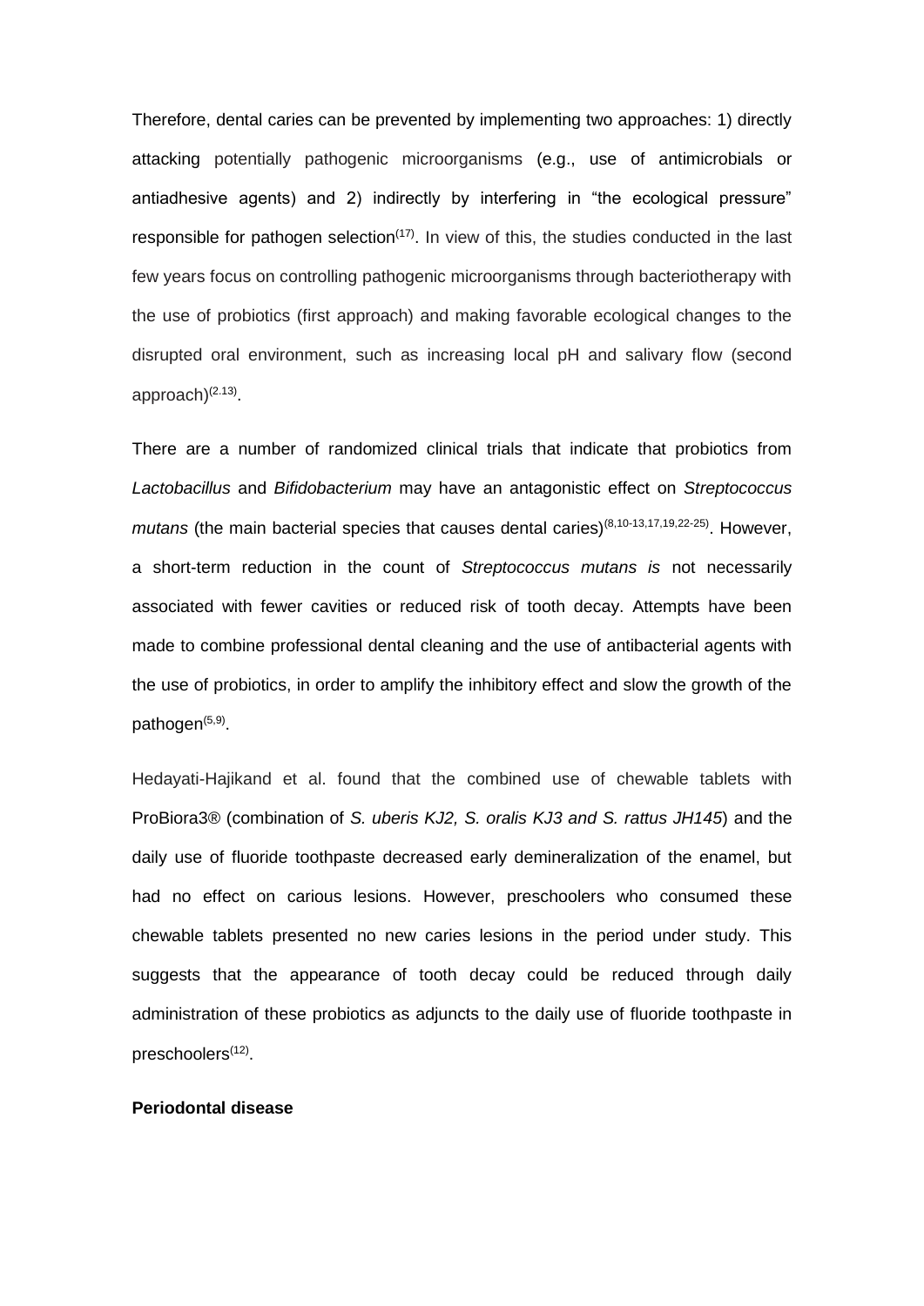Therefore, dental caries can be prevented by implementing two approaches: 1) directly attacking potentially pathogenic microorganisms (e.g., use of antimicrobials or antiadhesive agents) and 2) indirectly by interfering in "the ecological pressure" responsible for pathogen selection[17]. In view of this, the studies conducted in the last few years focus on controlling pathogenic microorganisms through bacteriotherapy with the use of probiotics (first approach) and making favorable ecological changes to the disrupted oral environment, such as increasing local pH and salivary flow (second approach)[2,13].

There are a number of randomized clinical trials that indicate that probiotics from *Lactobacillus* and *Bifidobacterium* may have an antagonistic effect on *Streptococcus mutans* (the main bacterial species that causes dental caries)[8,10-13,17,19,22-25]. However, a short-term reduction in the count of *Streptococcus mutans is* not necessarily associated with fewer cavities or reduced risk of tooth decay. Attempts have been made to combine professional dental cleaning and the use of antibacterial agents with the use of probiotics, in order to amplify the inhibitory effect and slow the growth of the pathogen[5,9].

Hedayati-Hajikand et al. found that the combined use of chewable tablets with ProBiora3® (combination of *S. uberis KJ2, S. oralis KJ3 and S. rattus JH145*) and the daily use of fluoride toothpaste decreased early demineralization of the enamel, but had no effect on carious lesions. However, preschoolers who consumed these chewable tablets presented no new caries lesions in the period under study. This suggests that the appearance of tooth decay could be reduced through daily administration of these probiotics as adjuncts to the daily use of fluoride toothpaste in preschoolers[12].

**Periodontal disease**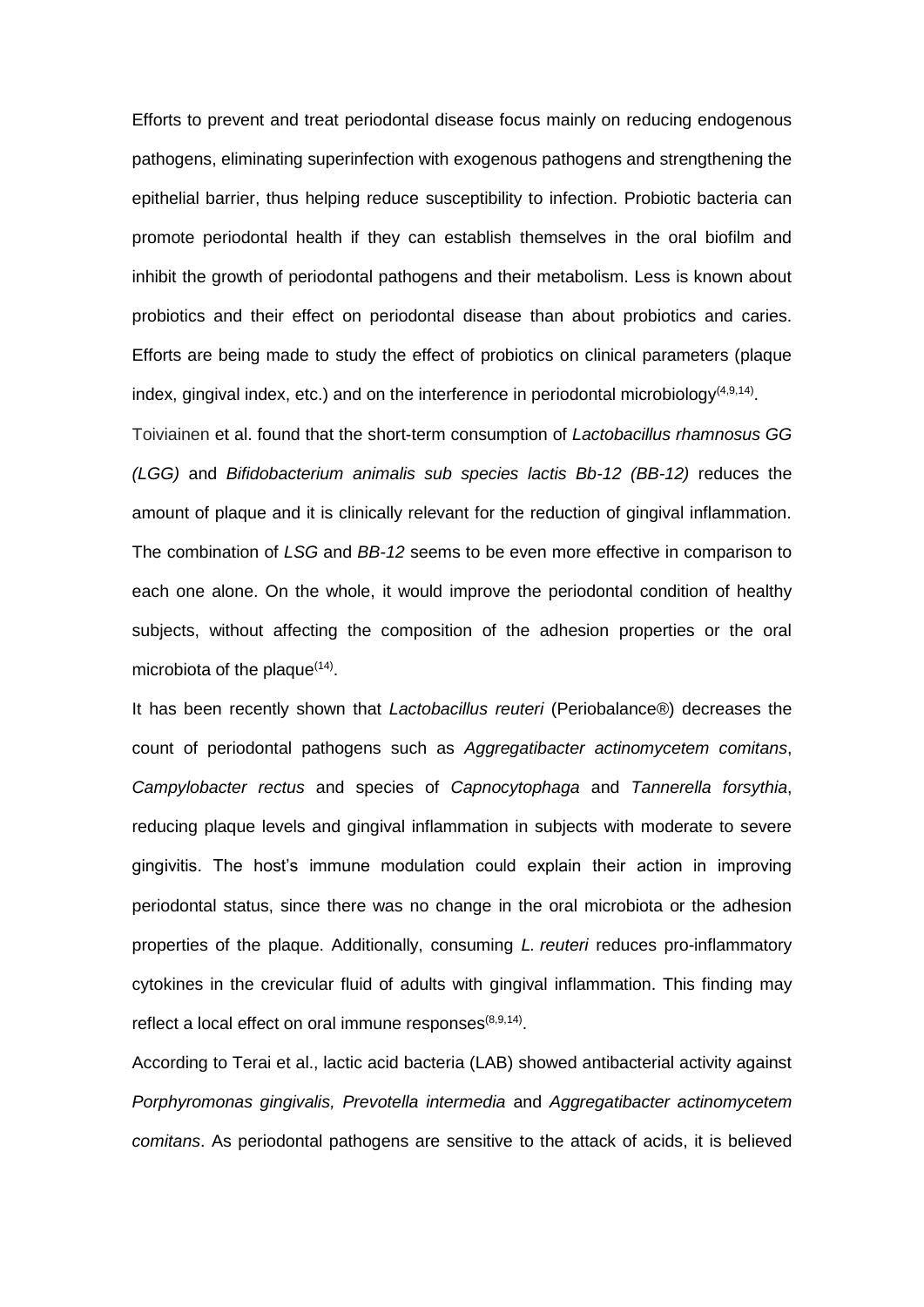Efforts to prevent and treat periodontal disease focus mainly on reducing endogenous pathogens, eliminating superinfection with exogenous pathogens and strengthening the epithelial barrier, thus helping reduce susceptibility to infection. Probiotic bacteria can promote periodontal health if they can establish themselves in the oral biofilm and inhibit the growth of periodontal pathogens and their metabolism. Less is known about probiotics and their effect on periodontal disease than about probiotics and caries. Efforts are being made to study the effect of probiotics on clinical parameters (plaque index, gingival index, etc.) and on the interference in periodontal microbiology[(4,9,14)].

Toiviainen et al. found that the short-term consumption of *Lactobacillus rhamnosus GG (LGG)* and *Bifidobacterium animalis sub species lactis Bb-12 (BB-12)* reduces the amount of plaque and it is clinically relevant for the reduction of gingival inflammation. The combination of *LSG* and *BB-12* seems to be even more effective in comparison to each one alone. On the whole, it would improve the periodontal condition of healthy subjects, without affecting the composition of the adhesion properties or the oral microbiota of the plaque[(14)].

It has been recently shown that *Lactobacillus reuteri* (Periobalance®) decreases the count of periodontal pathogens such as *Aggregatibacter actinomycetem comitans*, *Campylobacter rectus* and species of *Capnocytophaga* and *Tannerella forsythia*, reducing plaque levels and gingival inflammation in subjects with moderate to severe gingivitis. The host's immune modulation could explain their action in improving periodontal status, since there was no change in the oral microbiota or the adhesion properties of the plaque. Additionally, consuming *L. reuteri* reduces pro-inflammatory cytokines in the crevicular fluid of adults with gingival inflammation. This finding may reflect a local effect on oral immune responses[(8,9,14)].

According to Terai et al., lactic acid bacteria (LAB) showed antibacterial activity against *Porphyromonas gingivalis, Prevotella intermedia* and *Aggregatibacter actinomycetem comitans*. As periodontal pathogens are sensitive to the attack of acids, it is believed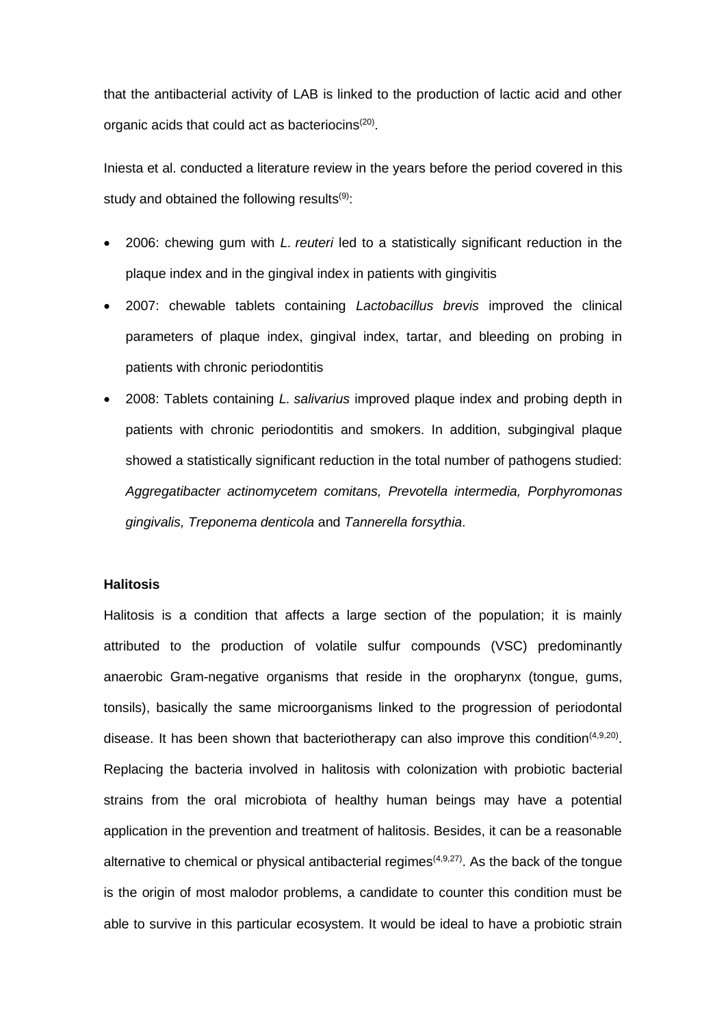that the antibacterial activity of LAB is linked to the production of lactic acid and other organic acids that could act as bacteriocins[20].

Iniesta et al. conducted a literature review in the years before the period covered in this study and obtained the following results[9]:

- 2006: chewing gum with *L. reuteri* led to a statistically significant reduction in the plaque index and in the gingival index in patients with gingivitis
- 2007: chewable tablets containing *Lactobacillus brevis* improved the clinical parameters of plaque index, gingival index, tartar, and bleeding on probing in patients with chronic periodontitis
- 2008: Tablets containing *L. salivarius* improved plaque index and probing depth in patients with chronic periodontitis and smokers. In addition, subgingival plaque showed a statistically significant reduction in the total number of pathogens studied: *Aggregatibacter actinomycetem comitans, Prevotella intermedia, Porphyromonas gingivalis, Treponema denticola* and *Tannerella forsythia*.

**Halitosis**

Halitosis is a condition that affects a large section of the population; it is mainly attributed to the production of volatile sulfur compounds (VSC) predominantly anaerobic Gram-negative organisms that reside in the oropharynx (tongue, gums, tonsils), basically the same microorganisms linked to the progression of periodontal disease. It has been shown that bacteriotherapy can also improve this condition[4,9,20]. Replacing the bacteria involved in halitosis with colonization with probiotic bacterial strains from the oral microbiota of healthy human beings may have a potential application in the prevention and treatment of halitosis. Besides, it can be a reasonable alternative to chemical or physical antibacterial regimes[4,9,27]. As the back of the tongue is the origin of most malodor problems, a candidate to counter this condition must be able to survive in this particular ecosystem. It would be ideal to have a probiotic strain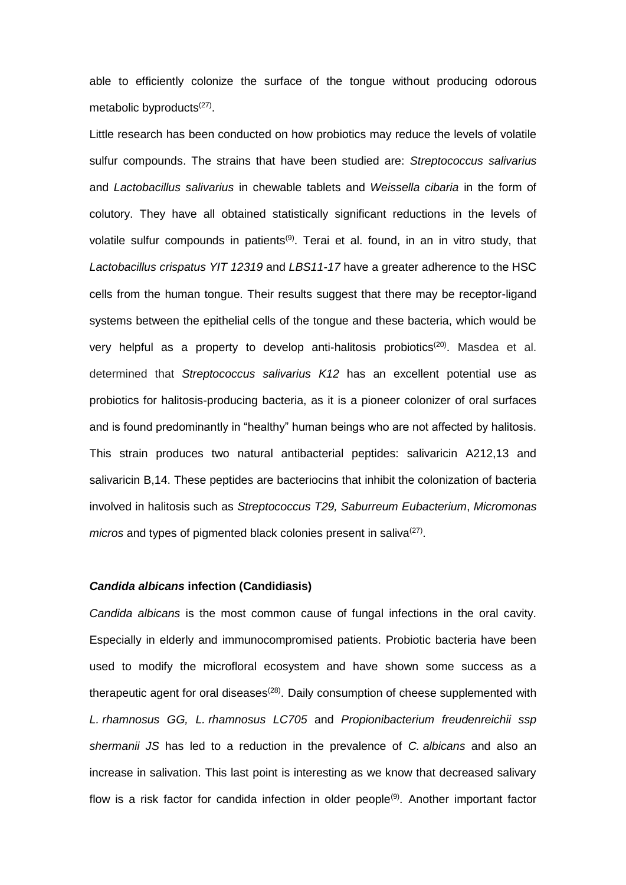able to efficiently colonize the surface of the tongue without producing odorous metabolic byproducts[27].

Little research has been conducted on how probiotics may reduce the levels of volatile sulfur compounds. The strains that have been studied are: *Streptococcus salivarius* and *Lactobacillus salivarius* in chewable tablets and *Weissella cibaria* in the form of colutory. They have all obtained statistically significant reductions in the levels of volatile sulfur compounds in patients[9]. Terai et al. found, in an in vitro study, that *Lactobacillus crispatus YIT 12319* and *LBS11-17* have a greater adherence to the HSC cells from the human tongue. Their results suggest that there may be receptor-ligand systems between the epithelial cells of the tongue and these bacteria, which would be very helpful as a property to develop anti-halitosis probiotics[20]. Masdea et al. determined that *Streptococcus salivarius K12* has an excellent potential use as probiotics for halitosis-producing bacteria, as it is a pioneer colonizer of oral surfaces and is found predominantly in "healthy" human beings who are not affected by halitosis. This strain produces two natural antibacterial peptides: salivaricin A212,13 and salivaricin B,14. These peptides are bacteriocins that inhibit the colonization of bacteria involved in halitosis such as *Streptococcus T29, Saburreum Eubacterium*, *Micromonas micros* and types of pigmented black colonies present in saliva[27].

### *Candida albicans* infection (Candidiasis)

*Candida albicans* is the most common cause of fungal infections in the oral cavity. Especially in elderly and immunocompromised patients. Probiotic bacteria have been used to modify the microfloral ecosystem and have shown some success as a therapeutic agent for oral diseases[28]. Daily consumption of cheese supplemented with *L. rhamnosus GG, L. rhamnosus LC705* and *Propionibacterium freudenreichii ssp shermanii JS* has led to a reduction in the prevalence of *C. albicans* and also an increase in salivation. This last point is interesting as we know that decreased salivary flow is a risk factor for candida infection in older people[9]. Another important factor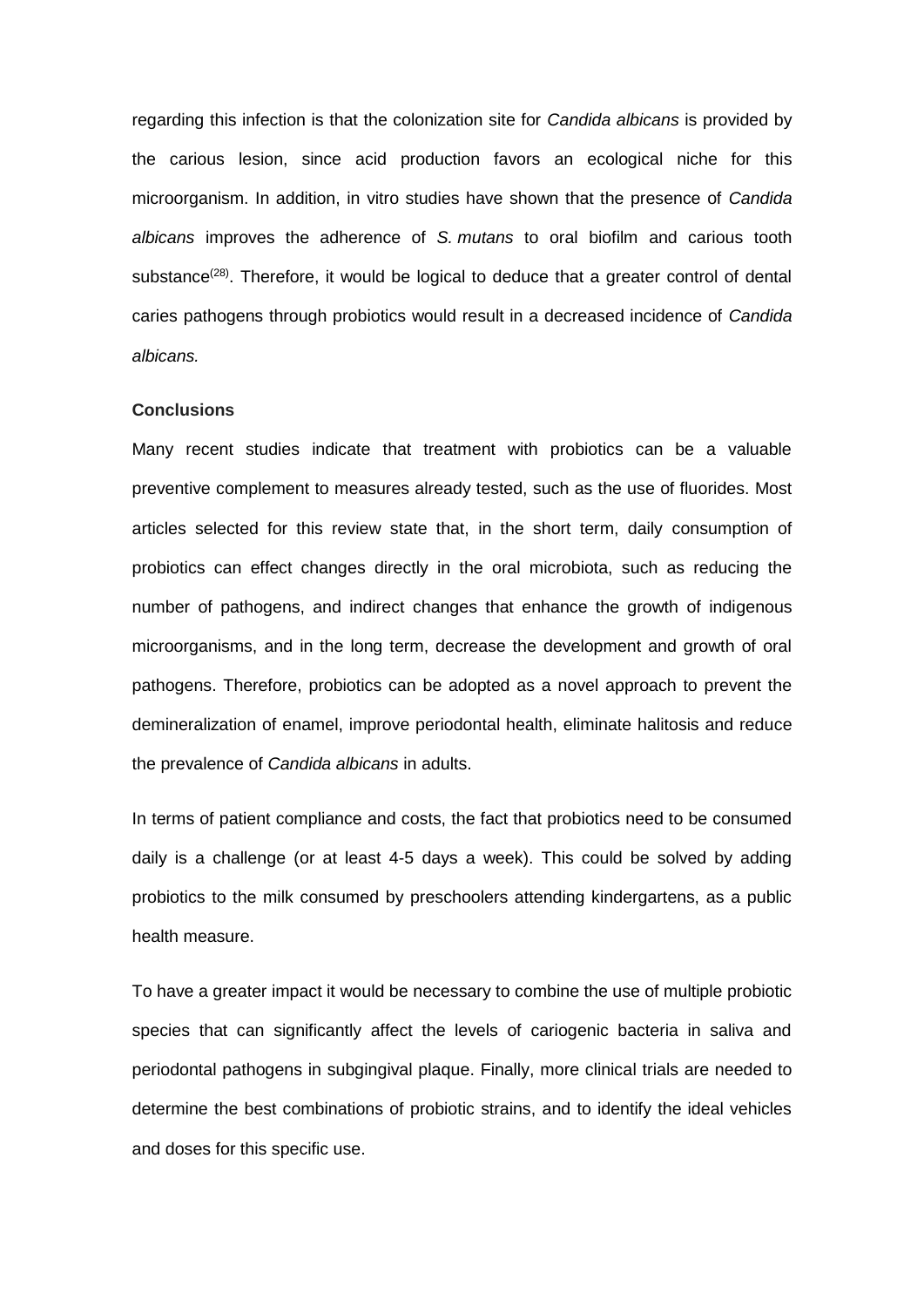regarding this infection is that the colonization site for *Candida albicans* is provided by the carious lesion, since acid production favors an ecological niche for this microorganism. In addition, in vitro studies have shown that the presence of *Candida albicans* improves the adherence of *S. mutans* to oral biofilm and carious tooth substance[(28)]. Therefore, it would be logical to deduce that a greater control of dental caries pathogens through probiotics would result in a decreased incidence of *Candida albicans.*

**Conclusions**

Many recent studies indicate that treatment with probiotics can be a valuable preventive complement to measures already tested, such as the use of fluorides. Most articles selected for this review state that, in the short term, daily consumption of probiotics can effect changes directly in the oral microbiota, such as reducing the number of pathogens, and indirect changes that enhance the growth of indigenous microorganisms, and in the long term, decrease the development and growth of oral pathogens. Therefore, probiotics can be adopted as a novel approach to prevent the demineralization of enamel, improve periodontal health, eliminate halitosis and reduce the prevalence of *Candida albicans* in adults.

In terms of patient compliance and costs, the fact that probiotics need to be consumed daily is a challenge (or at least 4-5 days a week). This could be solved by adding probiotics to the milk consumed by preschoolers attending kindergartens, as a public health measure.

To have a greater impact it would be necessary to combine the use of multiple probiotic species that can significantly affect the levels of cariogenic bacteria in saliva and periodontal pathogens in subgingival plaque. Finally, more clinical trials are needed to determine the best combinations of probiotic strains, and to identify the ideal vehicles and doses for this specific use.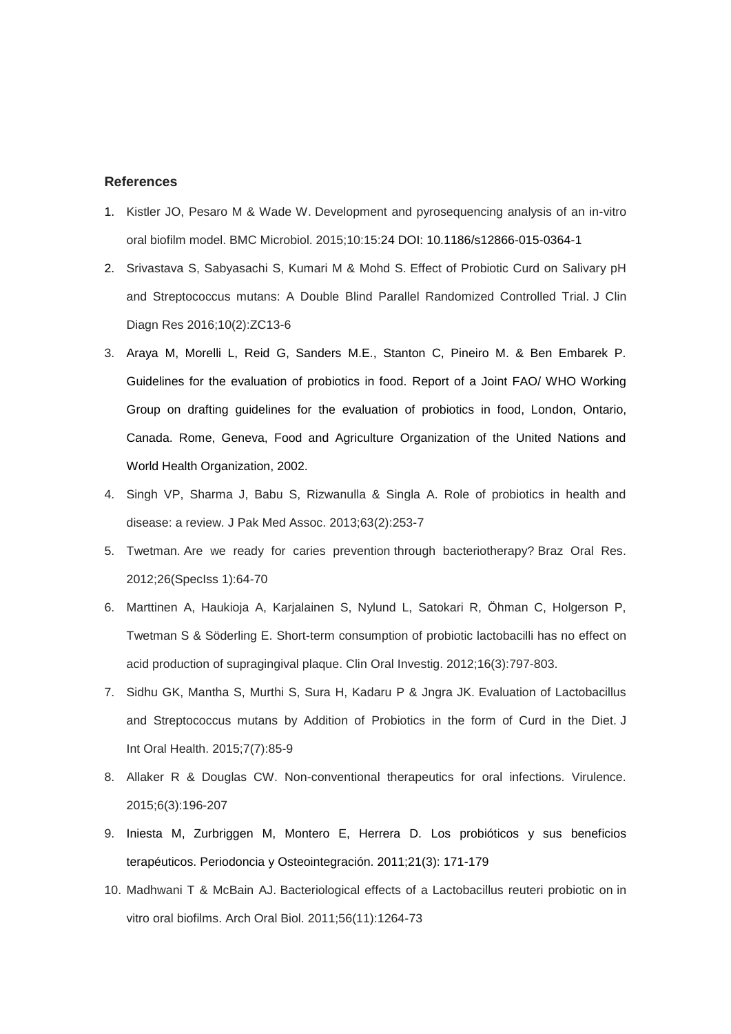**References**

1. Kistler JO, Pesaro M & Wade W. Development and pyrosequencing analysis of an in-vitro oral biofilm model. BMC Microbiol. 2015;10:15:24 DOI: 10.1186/s12866-015-0364-1
2. Srivastava S, Sabyasachi S, Kumari M & Mohd S. Effect of Probiotic Curd on Salivary pH and Streptococcus mutans: A Double Blind Parallel Randomized Controlled Trial. J Clin Diagn Res 2016;10(2):ZC13-6
3. Araya M, Morelli L, Reid G, Sanders M.E., Stanton C, Pineiro M. & Ben Embarek P. Guidelines for the evaluation of probiotics in food. Report of a Joint FAO/ WHO Working Group on drafting guidelines for the evaluation of probiotics in food, London, Ontario, Canada. Rome, Geneva, Food and Agriculture Organization of the United Nations and World Health Organization, 2002.
4. Singh VP, Sharma J, Babu S, Rizwanulla & Singla A. Role of probiotics in health and disease: a review. J Pak Med Assoc. 2013;63(2):253-7
5. Twetman. Are we ready for caries prevention through bacteriotherapy? Braz Oral Res. 2012;26(SpecIss 1):64-70
6. Marttinen A, Haukioja A, Karjalainen S, Nylund L, Satokari R, Öhman C, Holgerson P, Twetman S & Söderling E. Short-term consumption of probiotic lactobacilli has no effect on acid production of supragingival plaque. Clin Oral Investig. 2012;16(3):797-803.
7. Sidhu GK, Mantha S, Murthi S, Sura H, Kadaru P & Jngra JK. Evaluation of Lactobacillus and Streptococcus mutans by Addition of Probiotics in the form of Curd in the Diet. J Int Oral Health. 2015;7(7):85-9
8. Allaker R & Douglas CW. Non-conventional therapeutics for oral infections. Virulence. 2015;6(3):196-207
9. Iniesta M, Zurbriggen M, Montero E, Herrera D. Los probióticos y sus beneficios terapéuticos. Periodoncia y Osteointegración. 2011;21(3): 171-179
10. Madhwani T & McBain AJ. Bacteriological effects of a Lactobacillus reuteri probiotic on in vitro oral biofilms. Arch Oral Biol. 2011;56(11):1264-73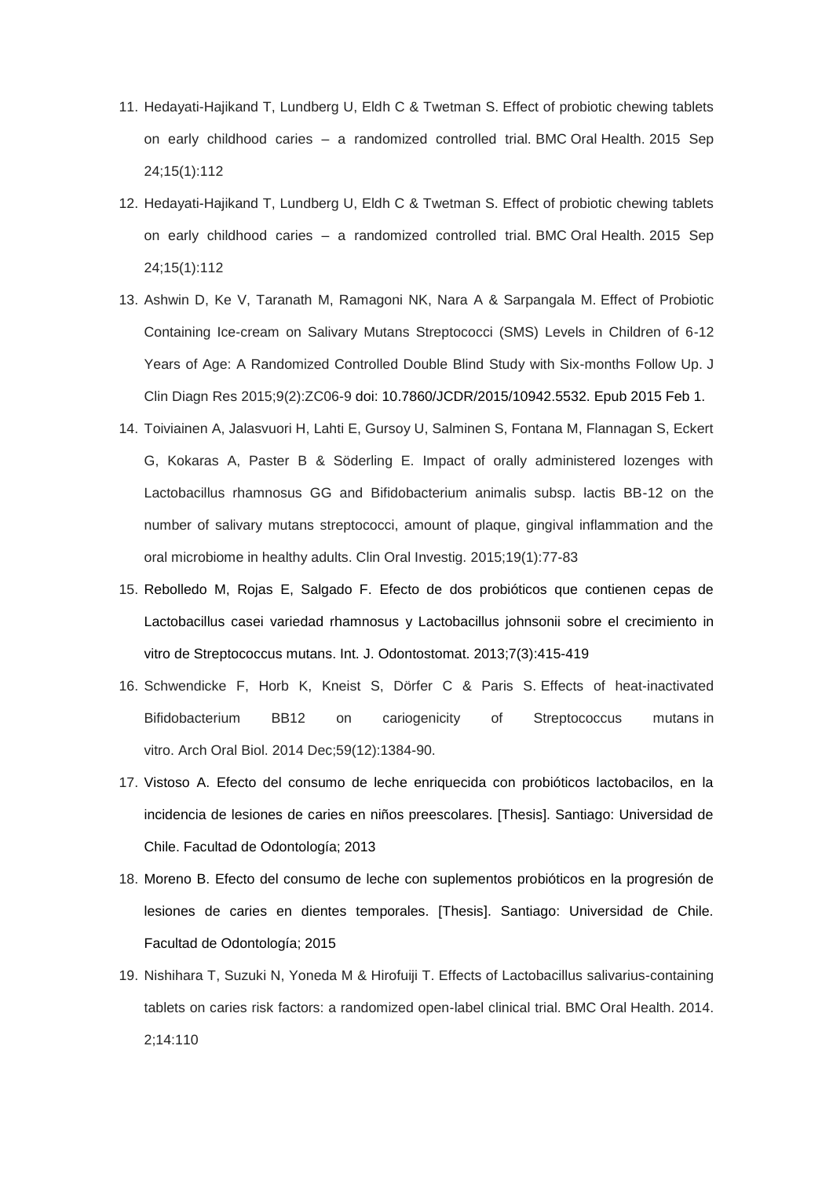11. Hedayati-Hajikand T, Lundberg U, Eldh C & Twetman S. Effect of probiotic chewing tablets on early childhood caries – a randomized controlled trial. BMC Oral Health. 2015 Sep 24;15(1):112
12. Hedayati-Hajikand T, Lundberg U, Eldh C & Twetman S. Effect of probiotic chewing tablets on early childhood caries – a randomized controlled trial. BMC Oral Health. 2015 Sep 24;15(1):112
13. Ashwin D, Ke V, Taranath M, Ramagoni NK, Nara A & Sarpangala M. Effect of Probiotic Containing Ice-cream on Salivary Mutans Streptococci (SMS) Levels in Children of 6-12 Years of Age: A Randomized Controlled Double Blind Study with Six-months Follow Up. J Clin Diagn Res 2015;9(2):ZC06-9 doi: 10.7860/JCDR/2015/10942.5532. Epub 2015 Feb 1.
14. Toiviainen A, Jalasvuori H, Lahti E, Gursoy U, Salminen S, Fontana M, Flannagan S, Eckert G, Kokaras A, Paster B & Söderling E. Impact of orally administered lozenges with Lactobacillus rhamnosus GG and Bifidobacterium animalis subsp. lactis BB-12 on the number of salivary mutans streptococci, amount of plaque, gingival inflammation and the oral microbiome in healthy adults. Clin Oral Investig. 2015;19(1):77-83
15. Rebolledo M, Rojas E, Salgado F. Efecto de dos probióticos que contienen cepas de Lactobacillus casei variedad rhamnosus y Lactobacillus johnsonii sobre el crecimiento in vitro de Streptococcus mutans. Int. J. Odontostomat. 2013;7(3):415-419
16. Schwendicke F, Horb K, Kneist S, Dörfer C & Paris S. Effects of heat-inactivated Bifidobacterium BB12 on cariogenicity of Streptococcus mutans in vitro. Arch Oral Biol. 2014 Dec;59(12):1384-90.
17. Vistoso A. Efecto del consumo de leche enriquecida con probióticos lactobacilos, en la incidencia de lesiones de caries en niños preescolares. [Thesis]. Santiago: Universidad de Chile. Facultad de Odontología; 2013
18. Moreno B. Efecto del consumo de leche con suplementos probióticos en la progresión de lesiones de caries en dientes temporales. [Thesis]. Santiago: Universidad de Chile. Facultad de Odontología; 2015
19. Nishihara T, Suzuki N, Yoneda M & Hirofuiji T. Effects of Lactobacillus salivarius-containing tablets on caries risk factors: a randomized open-label clinical trial. BMC Oral Health. 2014. 2;14:110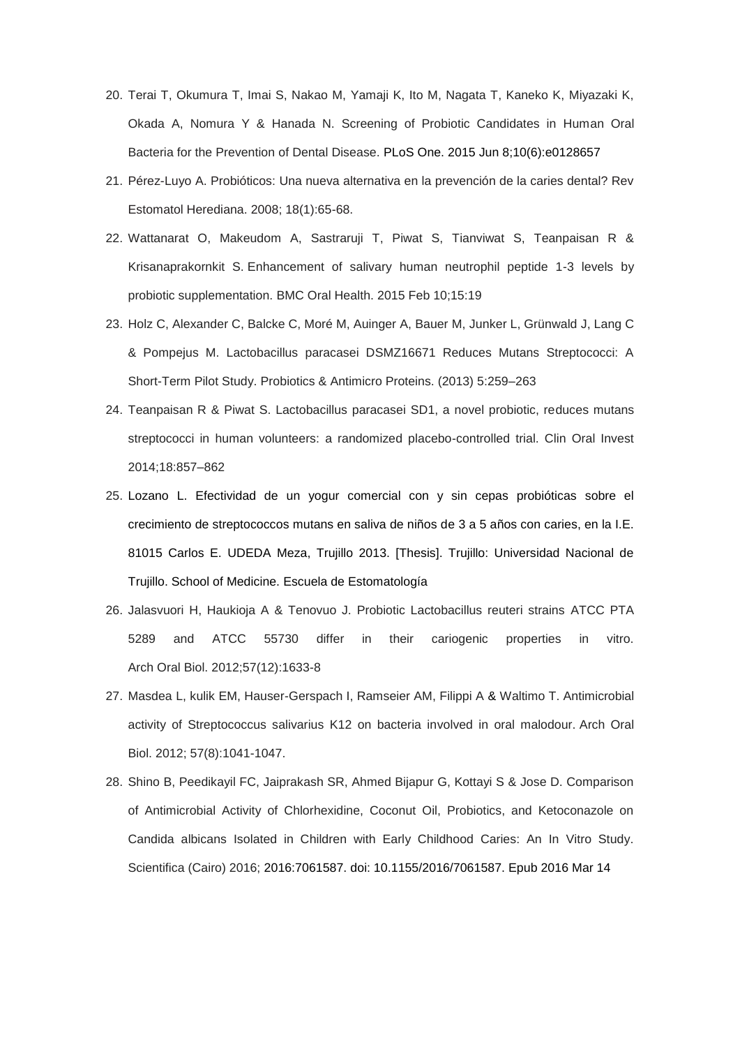20. Terai T, Okumura T, Imai S, Nakao M, Yamaji K, Ito M, Nagata T, Kaneko K, Miyazaki K, Okada A, Nomura Y & Hanada N. Screening of Probiotic Candidates in Human Oral Bacteria for the Prevention of Dental Disease. PLoS One. 2015 Jun 8;10(6):e0128657
21. Pérez-Luyo A. Probióticos: Una nueva alternativa en la prevención de la caries dental? Rev Estomatol Herediana. 2008; 18(1):65-68.
22. Wattanarat O, Makeudom A, Sastraruji T, Piwat S, Tianviwat S, Teanpaisan R & Krisanaprakornkit S. Enhancement of salivary human neutrophil peptide 1-3 levels by probiotic supplementation. BMC Oral Health. 2015 Feb 10;15:19
23. Holz C, Alexander C, Balcke C, Moré M, Auinger A, Bauer M, Junker L, Grünwald J, Lang C & Pompejus M. Lactobacillus paracasei DSMZ16671 Reduces Mutans Streptococci: A Short-Term Pilot Study. Probiotics & Antimicro Proteins. (2013) 5:259–263
24. Teanpaisan R & Piwat S. Lactobacillus paracasei SD1, a novel probiotic, reduces mutans streptococci in human volunteers: a randomized placebo-controlled trial. Clin Oral Invest 2014;18:857–862
25. Lozano L. Efectividad de un yogur comercial con y sin cepas probióticas sobre el crecimiento de streptococcos mutans en saliva de niños de 3 a 5 años con caries, en la I.E. 81015 Carlos E. UDEDA Meza, Trujillo 2013. [Thesis]. Trujillo: Universidad Nacional de Trujillo. School of Medicine. Escuela de Estomatología
26. Jalasvuori H, Haukioja A & Tenovuo J. Probiotic Lactobacillus reuteri strains ATCC PTA 5289 and ATCC 55730 differ in their cariogenic properties in vitro. Arch Oral Biol. 2012;57(12):1633-8
27. Masdea L, kulik EM, Hauser-Gerspach I, Ramseier AM, Filippi A & Waltimo T. Antimicrobial activity of Streptococcus salivarius K12 on bacteria involved in oral malodour. Arch Oral Biol. 2012; 57(8):1041-1047.
28. Shino B, Peedikayil FC, Jaiprakash SR, Ahmed Bijapur G, Kottayi S & Jose D. Comparison of Antimicrobial Activity of Chlorhexidine, Coconut Oil, Probiotics, and Ketoconazole on Candida albicans Isolated in Children with Early Childhood Caries: An In Vitro Study. Scientifica (Cairo) 2016; 2016:7061587. doi: 10.1155/2016/7061587. Epub 2016 Mar 14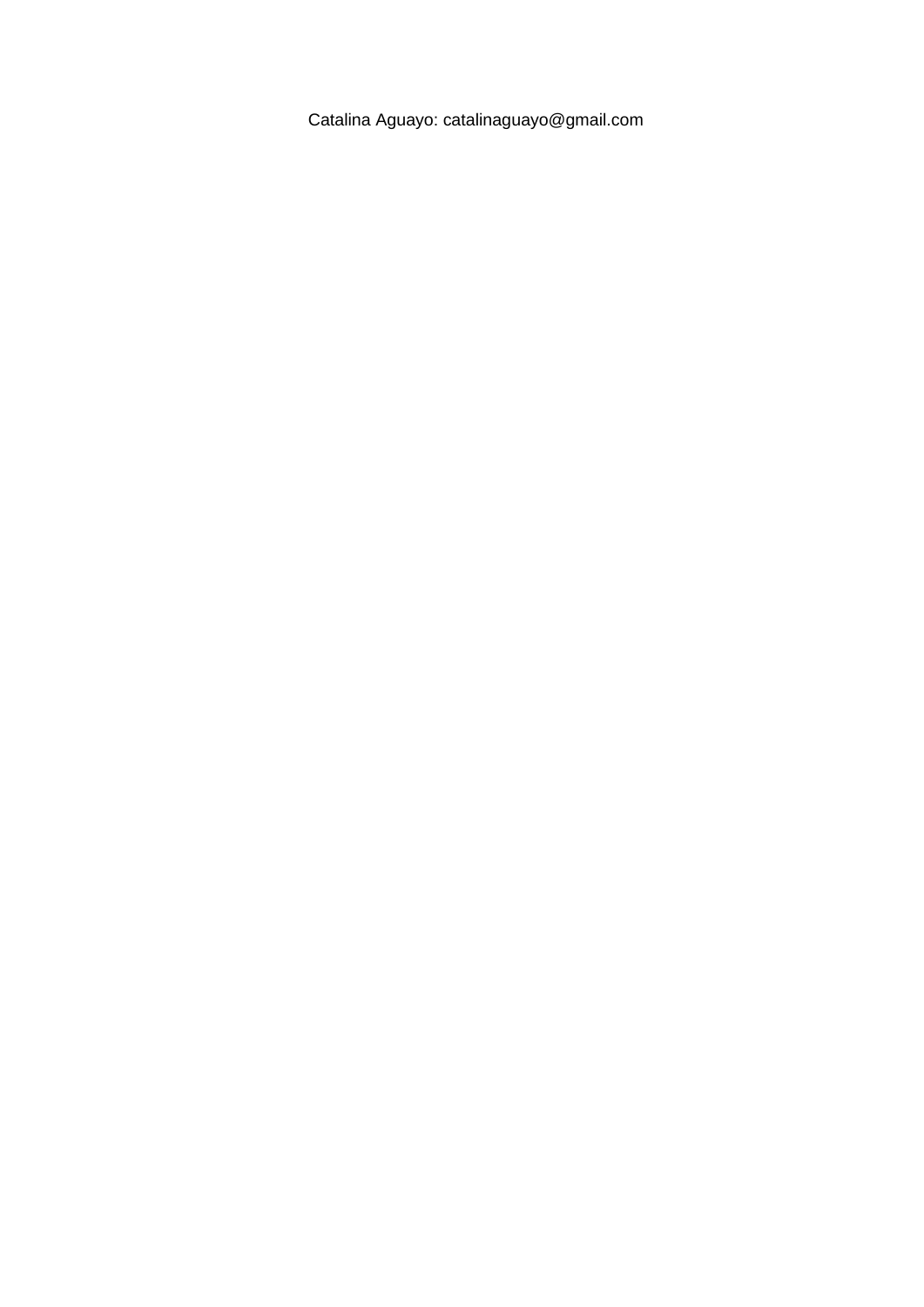Catalina Aguayo: catalinaguayo@gmail.com